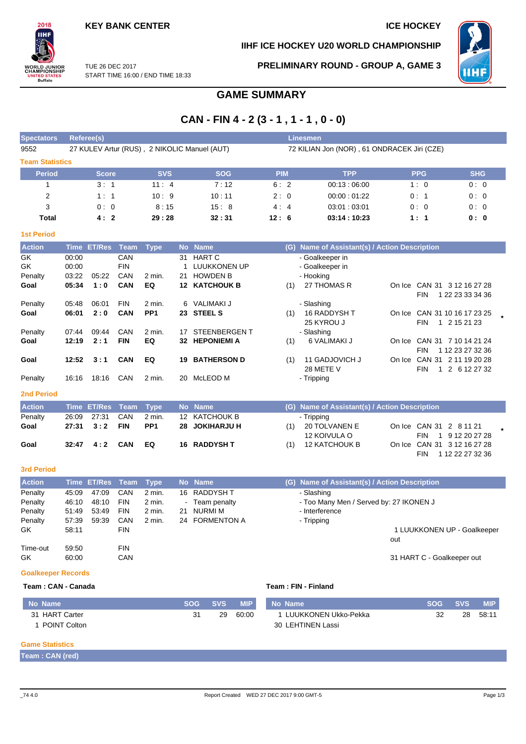KEY BANK CENTER

ICE HOCKEY

IIHF ICE HOCKEY U20 WORLD CHAMPIONSHIP

TUE 26 DEC 2017
START TIME 16:00 / END TIME 18:33

PRELIMINARY ROUND - GROUP A, GAME 3

# GAME SUMMARY

## CAN - FIN 4 - 2 (3 - 1 , 1 - 1 , 0 - 0)

| Spectators | Referee(s) | Linesmen |
|---|---|---|
| 9552 | 27 KULEV Artur (RUS) , 2 NIKOLIC Manuel (AUT) | 72 KILIAN Jon (NOR) , 61 ONDRACEK Jiri (CZE) |

### Team Statistics

| Period | Score | SVS | SOG | PIM | TPP | PPG | SHG |
|---|---|---|---|---|---|---|---|
| 1 | 3 : 1 | 11 : 4 | 7 : 12 | 6 : 2 | 00:13 : 06:00 | 1 : 0 | 0 : 0 |
| 2 | 1 : 1 | 10 : 9 | 10 : 11 | 2 : 0 | 00:00 : 01:22 | 0 : 1 | 0 : 0 |
| 3 | 0 : 0 | 8 : 15 | 15 : 8 | 4 : 4 | 03:01 : 03:01 | 0 : 0 | 0 : 0 |
| **Total** | **4 : 2** | **29 : 28** | **32 : 31** | **12 : 6** | **03:14 : 10:23** | **1 : 1** | **0 : 0** |

### 1st Period

| Action | Time | ET/Res | Team | Type | No | Name | (G) | Name of Assistant(s) / Action Description | On Ice |
|---|---|---|---|---|---|---|---|---|---|
| GK | 00:00 | | CAN | | 31 | HART C | | - Goalkeeper in | |
| GK | 00:00 | | FIN | | 1 | LUUKKONEN UP | | - Goalkeeper in | |
| Penalty | 03:22 | 05:22 | CAN | 2 min. | 21 | HOWDEN B | | - Hooking | |
| **Goal** | **05:34** | **1 : 0** | **CAN** | **EQ** | **12** | **KATCHOUK B** | (1) | 27 THOMAS R | CAN 31 3 12 16 27 28; FIN 1 22 23 33 34 36 |
| Penalty | 05:48 | 06:01 | FIN | 2 min. | 6 | VALIMAKI J | | - Slashing | |
| **Goal** | **06:01** | **2 : 0** | **CAN** | **PP1** | **23** | **STEEL S** | (1) | 16 RADDYSH T; 25 KYROU J | CAN 31 10 16 17 23 25; FIN 1 2 15 21 23 * |
| Penalty | 07:44 | 09:44 | CAN | 2 min. | 17 | STEENBERGEN T | | - Slashing | |
| **Goal** | **12:19** | **2 : 1** | **FIN** | **EQ** | **32** | **HEPONIEMI A** | (1) | 6 VALIMAKI J | CAN 31 7 10 14 21 24; FIN 1 12 23 27 32 36 |
| **Goal** | **12:52** | **3 : 1** | **CAN** | **EQ** | **19** | **BATHERSON D** | (1) | 11 GADJOVICH J; 28 METE V | CAN 31 2 11 19 20 28; FIN 1 2 6 12 27 32 |
| Penalty | 16:16 | 18:16 | CAN | 2 min. | 20 | McLEOD M | | - Tripping | |

### 2nd Period

| Action | Time | ET/Res | Team | Type | No | Name | (G) | Name of Assistant(s) / Action Description | On Ice |
|---|---|---|---|---|---|---|---|---|---|
| Penalty | 26:09 | 27:31 | CAN | 2 min. | 12 | KATCHOUK B | | - Tripping | |
| **Goal** | **27:31** | **3 : 2** | **FIN** | **PP1** | **28** | **JOKIHARJU H** | (1) | 20 TOLVANEN E; 12 KOIVULA O | CAN 31 2 8 11 21; FIN 1 9 12 20 27 28 * |
| **Goal** | **32:47** | **4 : 2** | **CAN** | **EQ** | **16** | **RADDYSH T** | (1) | 12 KATCHOUK B | CAN 31 3 12 16 27 28; FIN 1 12 22 27 32 36 |

### 3rd Period

| Action | Time | ET/Res | Team | Type | No | Name | (G) | Name of Assistant(s) / Action Description |
|---|---|---|---|---|---|---|---|---|
| Penalty | 45:09 | 47:09 | CAN | 2 min. | 16 | RADDYSH T | | - Slashing |
| Penalty | 46:10 | 48:10 | FIN | 2 min. | - | Team penalty | | - Too Many Men / Served by: 27 IKONEN J |
| Penalty | 51:49 | 53:49 | FIN | 2 min. | 21 | NURMI M | | - Interference |
| Penalty | 57:39 | 59:39 | CAN | 2 min. | 24 | FORMENTON A | | - Tripping |
| GK | 58:11 | | FIN | | | | | 1 LUUKKONEN UP - Goalkeeper out |
| Time-out | 59:50 | | FIN | | | | | |
| GK | 60:00 | | CAN | | | | | 31 HART C - Goalkeeper out |

### Goalkeeper Records

**Team : CAN - Canada**

| No | Name | SOG | SVS | MIP |
|---|---|---|---|---|
| 31 | HART Carter | 31 | 29 | 60:00 |
| 1 | POINT Colton | | | |

**Team : FIN - Finland**

| No | Name | SOG | SVS | MIP |
|---|---|---|---|---|
| 1 | LUUKKONEN Ukko-Pekka | 32 | 28 | 58:11 |
| 30 | LEHTINEN Lassi | | | |

### Game Statistics

**Team : CAN (red)**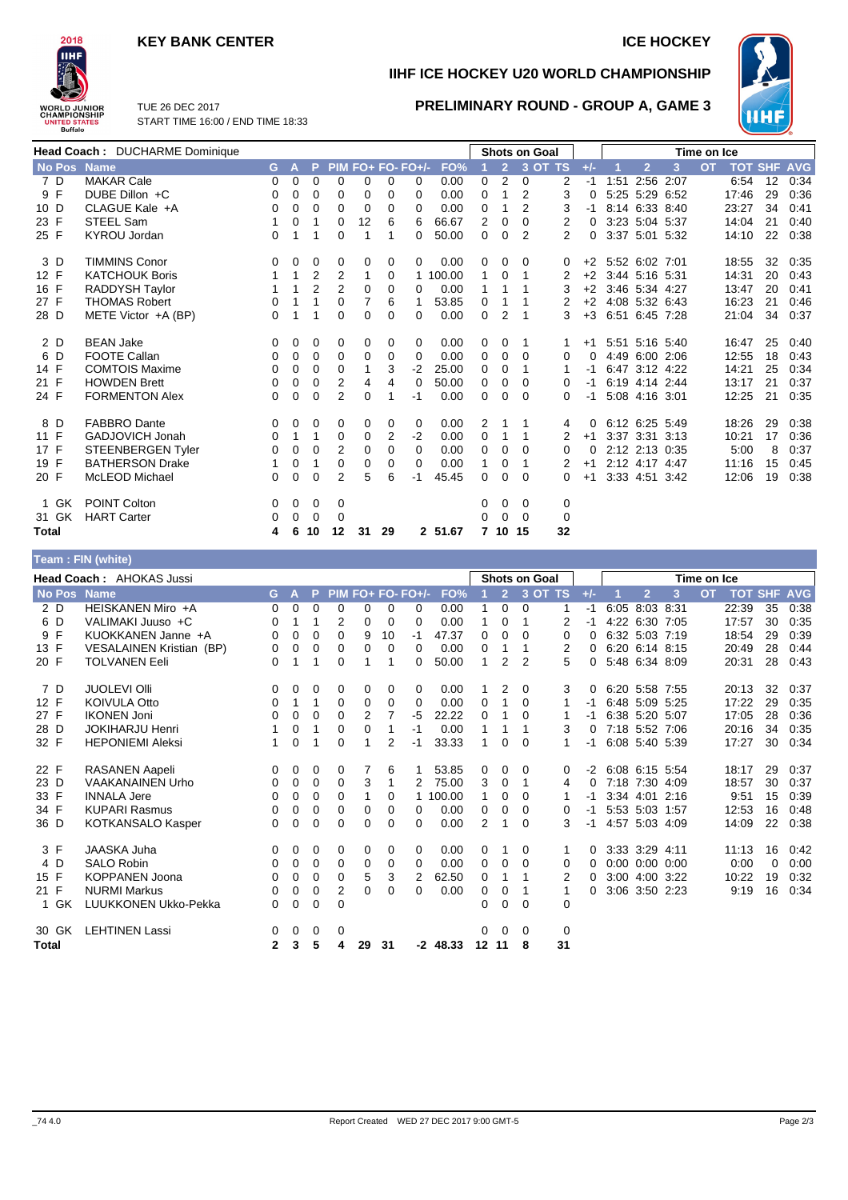# KEY BANK CENTER

# ICE HOCKEY

## IIHF ICE HOCKEY U20 WORLD CHAMPIONSHIP

TUE 26 DEC 2017
START TIME 16:00 / END TIME 18:33

## PRELIMINARY ROUND - GROUP A, GAME 3

**Head Coach : DUCHARME Dominique**

| No | Pos | Name | G | A | P | PIM | FO+ | FO- | FO+/- | FO% | Shots 1 | Shots 2 | Shots 3 | Shots OT | Shots TS | +/- | TOI 1 | TOI 2 | TOI 3 | TOI OT | TOT | SHF | AVG |
|---|---|---|---|---|---|---|---|---|---|---|---|---|---|---|---|---|---|---|---|---|---|---|---|
| 7 | D | MAKAR Cale | 0 | 0 | 0 | 0 | 0 | 0 | 0 | 0.00 | 0 | 2 | 0 | | 2 | -1 | 1:51 | 2:56 | 2:07 | | 6:54 | 12 | 0:34 |
| 9 | F | DUBE Dillon +C | 0 | 0 | 0 | 0 | 0 | 0 | 0 | 0.00 | 0 | 1 | 2 | | 3 | 0 | 5:25 | 5:29 | 6:52 | | 17:46 | 29 | 0:36 |
| 10 | D | CLAGUE Kale +A | 0 | 0 | 0 | 0 | 0 | 0 | 0 | 0.00 | 0 | 1 | 2 | | 3 | -1 | 8:14 | 6:33 | 8:40 | | 23:27 | 34 | 0:41 |
| 23 | F | STEEL Sam | 1 | 0 | 1 | 0 | 12 | 6 | 6 | 66.67 | 2 | 0 | 0 | | 2 | 0 | 3:23 | 5:04 | 5:37 | | 14:04 | 21 | 0:40 |
| 25 | F | KYROU Jordan | 0 | 1 | 1 | 0 | 1 | 1 | 0 | 50.00 | 0 | 0 | 2 | | 2 | 0 | 3:37 | 5:01 | 5:32 | | 14:10 | 22 | 0:38 |
| 3 | D | TIMMINS Conor | 0 | 0 | 0 | 0 | 0 | 0 | 0 | 0.00 | 0 | 0 | 0 | | 0 | +2 | 5:52 | 6:02 | 7:01 | | 18:55 | 32 | 0:35 |
| 12 | F | KATCHOUK Boris | 1 | 1 | 2 | 2 | 1 | 0 | 1 | 100.00 | 1 | 0 | 1 | | 2 | +2 | 3:44 | 5:16 | 5:31 | | 14:31 | 20 | 0:43 |
| 16 | F | RADDYSH Taylor | 1 | 1 | 2 | 2 | 0 | 0 | 0 | 0.00 | 1 | 1 | 1 | | 3 | +2 | 3:46 | 5:34 | 4:27 | | 13:47 | 20 | 0:41 |
| 27 | F | THOMAS Robert | 0 | 1 | 1 | 0 | 7 | 6 | 1 | 53.85 | 0 | 1 | 1 | | 2 | +2 | 4:08 | 5:32 | 6:43 | | 16:23 | 21 | 0:46 |
| 28 | D | METE Victor +A (BP) | 0 | 1 | 1 | 0 | 0 | 0 | 0 | 0.00 | 0 | 2 | 1 | | 3 | +3 | 6:51 | 6:45 | 7:28 | | 21:04 | 34 | 0:37 |
| 2 | D | BEAN Jake | 0 | 0 | 0 | 0 | 0 | 0 | 0 | 0.00 | 0 | 0 | 1 | | 1 | +1 | 5:51 | 5:16 | 5:40 | | 16:47 | 25 | 0:40 |
| 6 | D | FOOTE Callan | 0 | 0 | 0 | 0 | 0 | 0 | 0 | 0.00 | 0 | 0 | 0 | | 0 | 0 | 4:49 | 6:00 | 2:06 | | 12:55 | 18 | 0:43 |
| 14 | F | COMTOIS Maxime | 0 | 0 | 0 | 0 | 1 | 3 | -2 | 25.00 | 0 | 0 | 1 | | 1 | -1 | 6:47 | 3:12 | 4:22 | | 14:21 | 25 | 0:34 |
| 21 | F | HOWDEN Brett | 0 | 0 | 0 | 2 | 4 | 4 | 0 | 50.00 | 0 | 0 | 0 | | 0 | -1 | 6:19 | 4:14 | 2:44 | | 13:17 | 21 | 0:37 |
| 24 | F | FORMENTON Alex | 0 | 0 | 0 | 2 | 0 | 1 | -1 | 0.00 | 0 | 0 | 0 | | 0 | -1 | 5:08 | 4:16 | 3:01 | | 12:25 | 21 | 0:35 |
| 8 | D | FABBRO Dante | 0 | 0 | 0 | 0 | 0 | 0 | 0 | 0.00 | 2 | 1 | 1 | | 4 | 0 | 6:12 | 6:25 | 5:49 | | 18:26 | 29 | 0:38 |
| 11 | F | GADJOVICH Jonah | 0 | 1 | 1 | 0 | 0 | 2 | -2 | 0.00 | 0 | 1 | 1 | | 2 | +1 | 3:37 | 3:31 | 3:13 | | 10:21 | 17 | 0:36 |
| 17 | F | STEENBERGEN Tyler | 0 | 0 | 0 | 2 | 0 | 0 | 0 | 0.00 | 0 | 0 | 0 | | 0 | 0 | 2:12 | 2:13 | 0:35 | | 5:00 | 8 | 0:37 |
| 19 | F | BATHERSON Drake | 1 | 0 | 1 | 0 | 0 | 0 | 0 | 0.00 | 1 | 0 | 1 | | 2 | +1 | 2:12 | 4:17 | 4:47 | | 11:16 | 15 | 0:45 |
| 20 | F | McLEOD Michael | 0 | 0 | 0 | 2 | 5 | 6 | -1 | 45.45 | 0 | 0 | 0 | | 0 | +1 | 3:33 | 4:51 | 3:42 | | 12:06 | 19 | 0:38 |
| 1 | GK | POINT Colton | 0 | 0 | 0 | 0 | | | | | 0 | 0 | 0 | | 0 | | | | | | | | |
| 31 | GK | HART Carter | 0 | 0 | 0 | 0 | | | | | 0 | 0 | 0 | | 0 | | | | | | | | |
| **Total** | | | **4** | **6** | **10** | **12** | **31** | **29** | **2** | **51.67** | **7** | **10** | **15** | | **32** | | | | | | | | |

**Team : FIN (white)**

**Head Coach : AHOKAS Jussi**

| No | Pos | Name | G | A | P | PIM | FO+ | FO- | FO+/- | FO% | Shots 1 | Shots 2 | Shots 3 | Shots OT | Shots TS | +/- | TOI 1 | TOI 2 | TOI 3 | TOI OT | TOT | SHF | AVG |
|---|---|---|---|---|---|---|---|---|---|---|---|---|---|---|---|---|---|---|---|---|---|---|---|
| 2 | D | HEISKANEN Miro +A | 0 | 0 | 0 | 0 | 0 | 0 | 0 | 0.00 | 1 | 0 | 0 | | 1 | -1 | 6:05 | 8:03 | 8:31 | | 22:39 | 35 | 0:38 |
| 6 | D | VALIMAKI Juuso +C | 0 | 1 | 1 | 2 | 0 | 0 | 0 | 0.00 | 1 | 0 | 1 | | 2 | -1 | 4:22 | 6:30 | 7:05 | | 17:57 | 30 | 0:35 |
| 9 | F | KUOKKANEN Janne +A | 0 | 0 | 0 | 0 | 9 | 10 | -1 | 47.37 | 0 | 0 | 0 | | 0 | 0 | 6:32 | 5:03 | 7:19 | | 18:54 | 29 | 0:39 |
| 13 | F | VESALAINEN Kristian (BP) | 0 | 0 | 0 | 0 | 0 | 0 | 0 | 0.00 | 0 | 1 | 1 | | 2 | 0 | 6:20 | 6:14 | 8:15 | | 20:49 | 28 | 0:44 |
| 20 | F | TOLVANEN Eeli | 0 | 1 | 1 | 0 | 1 | 1 | 0 | 50.00 | 1 | 2 | 2 | | 5 | 0 | 5:48 | 6:34 | 8:09 | | 20:31 | 28 | 0:43 |
| 7 | D | JUOLEVI Olli | 0 | 0 | 0 | 0 | 0 | 0 | 0 | 0.00 | 1 | 2 | 0 | | 3 | 0 | 6:20 | 5:58 | 7:55 | | 20:13 | 32 | 0:37 |
| 12 | F | KOIVULA Otto | 0 | 1 | 1 | 0 | 0 | 0 | 0 | 0.00 | 0 | 1 | 0 | | 1 | -1 | 6:48 | 5:09 | 5:25 | | 17:22 | 29 | 0:35 |
| 27 | F | IKONEN Joni | 0 | 0 | 0 | 0 | 2 | 7 | -5 | 22.22 | 0 | 1 | 0 | | 1 | -1 | 6:38 | 5:20 | 5:07 | | 17:05 | 28 | 0:36 |
| 28 | D | JOKIHARJU Henri | 1 | 0 | 1 | 0 | 0 | 1 | -1 | 0.00 | 1 | 1 | 1 | | 3 | 0 | 7:18 | 5:52 | 7:06 | | 20:16 | 34 | 0:35 |
| 32 | F | HEPONIEMI Aleksi | 1 | 0 | 1 | 0 | 1 | 2 | -1 | 33.33 | 1 | 0 | 0 | | 1 | -1 | 6:08 | 5:40 | 5:39 | | 17:27 | 30 | 0:34 |
| 22 | F | RASANEN Aapeli | 0 | 0 | 0 | 0 | 7 | 6 | 1 | 53.85 | 0 | 0 | 0 | | 0 | -2 | 6:08 | 6:15 | 5:54 | | 18:17 | 29 | 0:37 |
| 23 | D | VAAKANAINEN Urho | 0 | 0 | 0 | 0 | 3 | 1 | 2 | 75.00 | 3 | 0 | 1 | | 4 | 0 | 7:18 | 7:30 | 4:09 | | 18:57 | 30 | 0:37 |
| 33 | F | INNALA Jere | 0 | 0 | 0 | 0 | 1 | 0 | 1 | 100.00 | 1 | 0 | 0 | | 1 | -1 | 3:34 | 4:01 | 2:16 | | 9:51 | 15 | 0:39 |
| 34 | F | KUPARI Rasmus | 0 | 0 | 0 | 0 | 0 | 0 | 0 | 0.00 | 0 | 0 | 0 | | 0 | -1 | 5:53 | 5:03 | 1:57 | | 12:53 | 16 | 0:48 |
| 36 | D | KOTKANSALO Kasper | 0 | 0 | 0 | 0 | 0 | 0 | 0 | 0.00 | 2 | 1 | 0 | | 3 | -1 | 4:57 | 5:03 | 4:09 | | 14:09 | 22 | 0:38 |
| 3 | F | JAASKA Juha | 0 | 0 | 0 | 0 | 0 | 0 | 0 | 0.00 | 0 | 1 | 0 | | 1 | 0 | 3:33 | 3:29 | 4:11 | | 11:13 | 16 | 0:42 |
| 4 | D | SALO Robin | 0 | 0 | 0 | 0 | 0 | 0 | 0 | 0.00 | 0 | 0 | 0 | | 0 | 0 | 0:00 | 0:00 | 0:00 | | 0:00 | 0 | 0:00 |
| 15 | F | KOPPANEN Joona | 0 | 0 | 0 | 0 | 5 | 3 | 2 | 62.50 | 0 | 1 | 1 | | 2 | 0 | 3:00 | 4:00 | 3:22 | | 10:22 | 19 | 0:32 |
| 21 | F | NURMI Markus | 0 | 0 | 0 | 2 | 0 | 0 | 0 | 0.00 | 0 | 0 | 1 | | 1 | 0 | 3:06 | 3:50 | 2:23 | | 9:19 | 16 | 0:34 |
| 1 | GK | LUUKKONEN Ukko-Pekka | 0 | 0 | 0 | 0 | | | | | 0 | 0 | 0 | | 0 | | | | | | | | |
| 30 | GK | LEHTINEN Lassi | 0 | 0 | 0 | 0 | | | | | 0 | 0 | 0 | | 0 | | | | | | | | |
| **Total** | | | **2** | **3** | **5** | **4** | **29** | **31** | **-2** | **48.33** | **12** | **11** | **8** | | **31** | | | | | | | | |

_74 4.0 Report Created WED 27 DEC 2017 9:00 GMT-5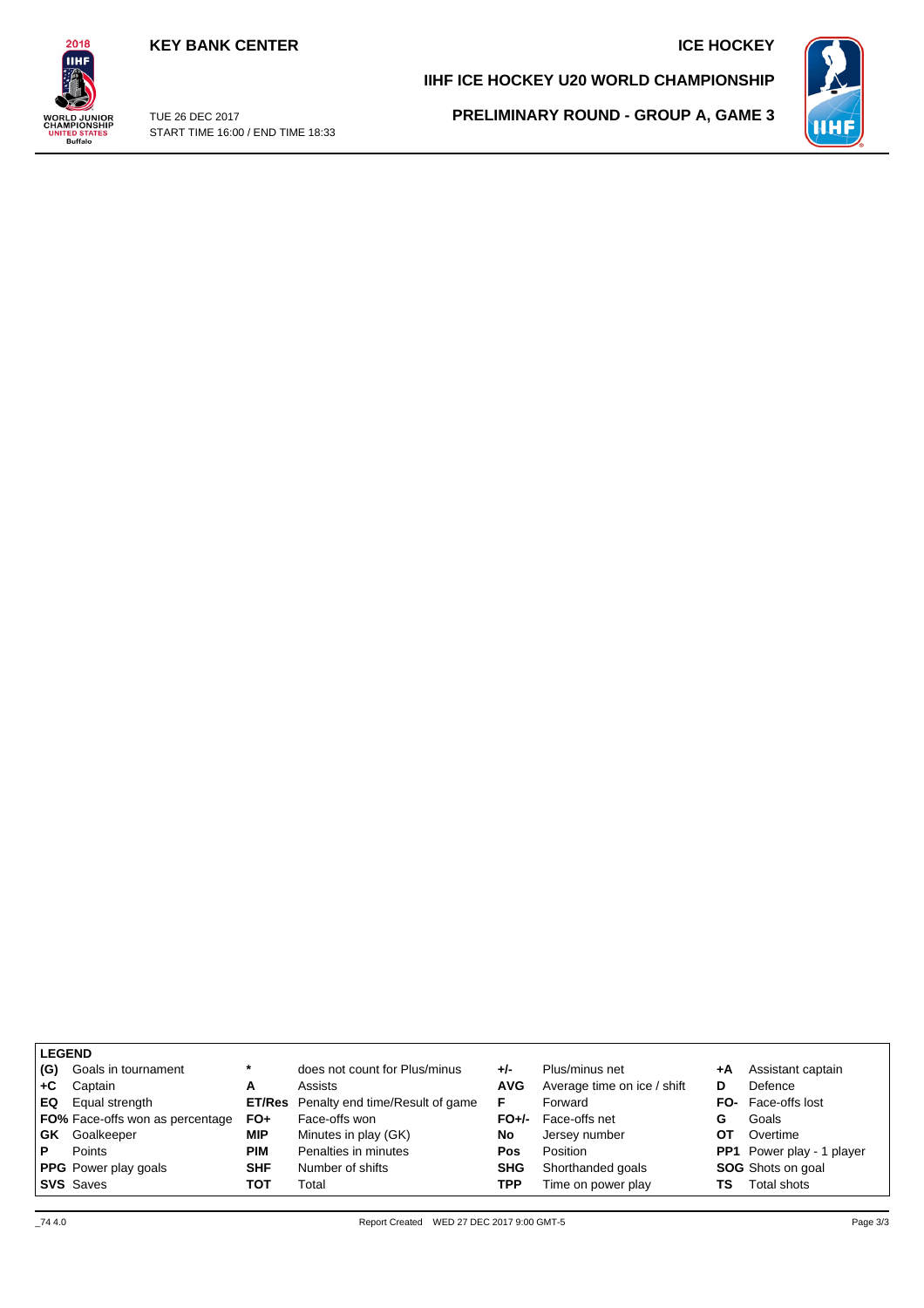KEY BANK CENTER

ICE HOCKEY

IIHF ICE HOCKEY U20 WORLD CHAMPIONSHIP

TUE 26 DEC 2017
START TIME 16:00 / END TIME 18:33

PRELIMINARY ROUND - GROUP A, GAME 3

**LEGEND**

| | | | | | | | |
|---|---|---|---|---|---|---|---|
| **(G)** | Goals in tournament | * | does not count for Plus/minus | **+/-** | Plus/minus net | **+A** | Assistant captain |
| **+C** | Captain | **A** | Assists | **AVG** | Average time on ice / shift | **D** | Defence |
| **EQ** | Equal strength | **ET/Res** | Penalty end time/Result of game | **F** | Forward | **FO-** | Face-offs lost |
| **FO%** | Face-offs won as percentage | **FO+** | Face-offs won | **FO+/-** | Face-offs net | **G** | Goals |
| **GK** | Goalkeeper | **MIP** | Minutes in play (GK) | **No** | Jersey number | **OT** | Overtime |
| **P** | Points | **PIM** | Penalties in minutes | **Pos** | Position | **PP1** | Power play - 1 player |
| **PPG** | Power play goals | **SHF** | Number of shifts | **SHG** | Shorthanded goals | **SOG** | Shots on goal |
| **SVS** | Saves | **TOT** | Total | **TPP** | Time on power play | **TS** | Total shots |

_74 4.0 Report Created WED 27 DEC 2017 9:00 GMT-5